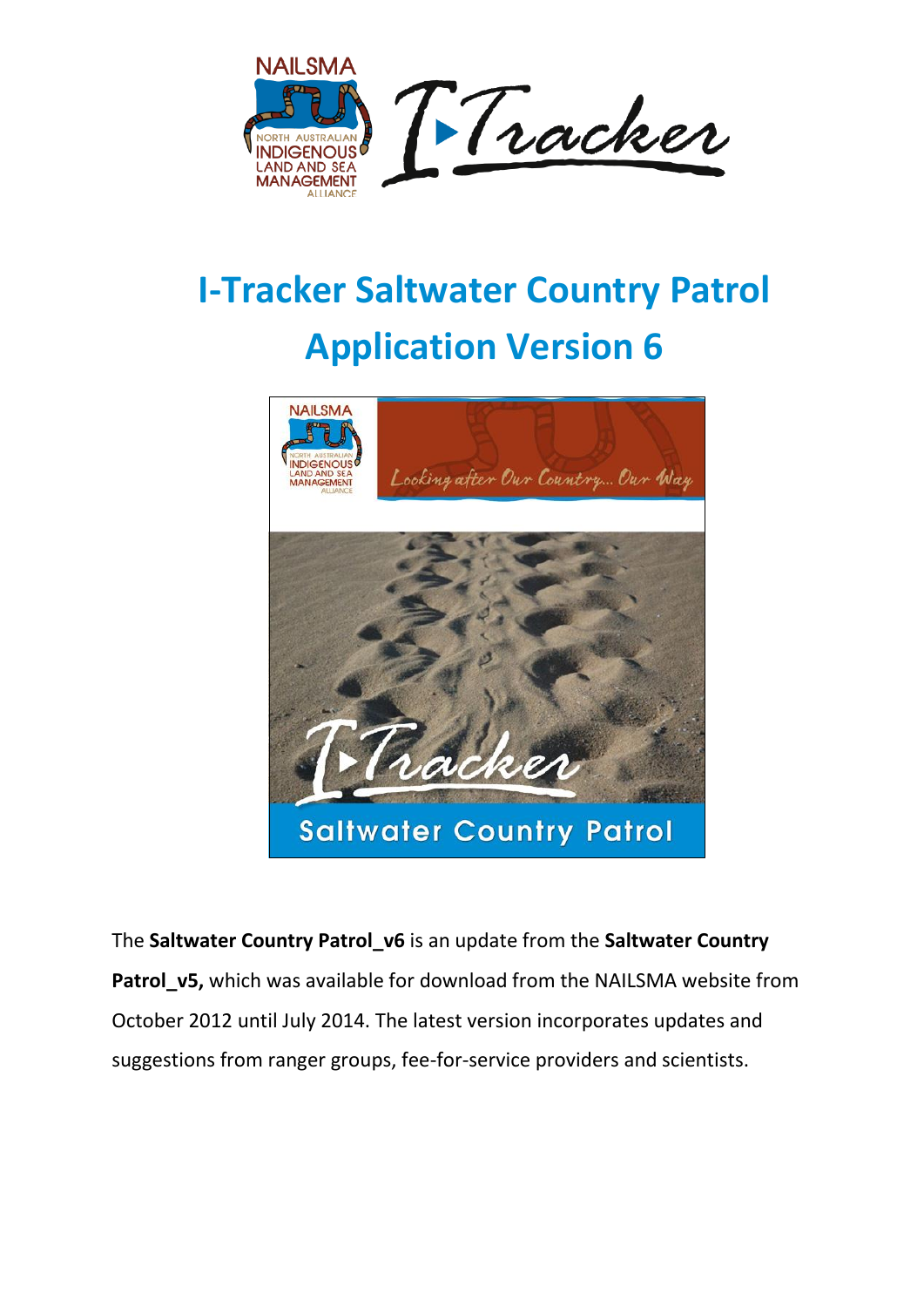# I-Tracker Saltwater Country Patrol Application Version 6

The **Saltwater Country Patrol_v6** is an update from the **Saltwater Country Patrol_v5,** which was available for download from the NAILSMA website from October 2012 until July 2014. The latest version incorporates updates and suggestions from ranger groups, fee-for-service providers and scientists.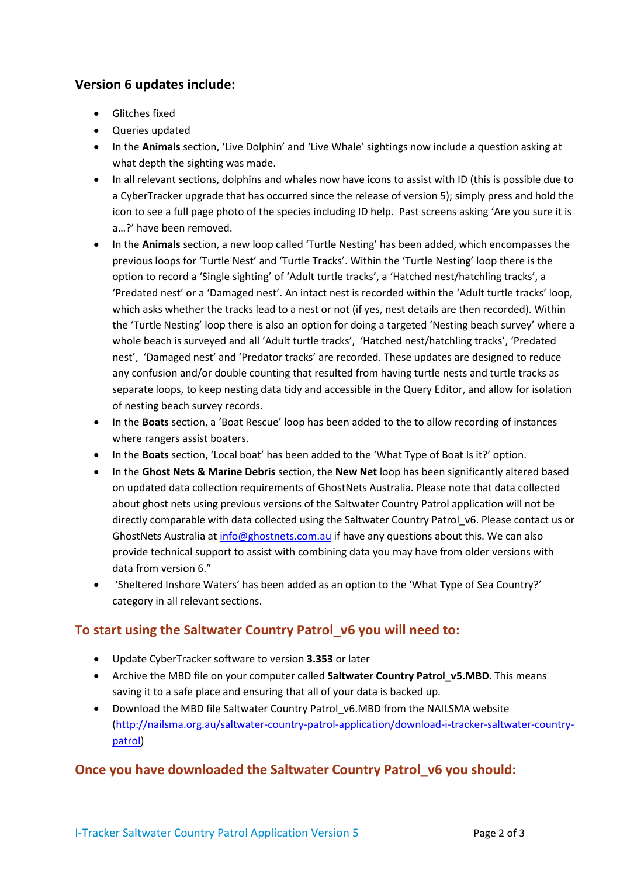## Version 6 updates include:

- Glitches fixed
- Queries updated
- In the **Animals** section, 'Live Dolphin' and 'Live Whale' sightings now include a question asking at what depth the sighting was made.
- In all relevant sections, dolphins and whales now have icons to assist with ID (this is possible due to a CyberTracker upgrade that has occurred since the release of version 5); simply press and hold the icon to see a full page photo of the species including ID help. Past screens asking 'Are you sure it is a…?' have been removed.
- In the **Animals** section, a new loop called 'Turtle Nesting' has been added, which encompasses the previous loops for 'Turtle Nest' and 'Turtle Tracks'. Within the 'Turtle Nesting' loop there is the option to record a 'Single sighting' of 'Adult turtle tracks', a 'Hatched nest/hatchling tracks', a 'Predated nest' or a 'Damaged nest'. An intact nest is recorded within the 'Adult turtle tracks' loop, which asks whether the tracks lead to a nest or not (if yes, nest details are then recorded). Within the 'Turtle Nesting' loop there is also an option for doing a targeted 'Nesting beach survey' where a whole beach is surveyed and all 'Adult turtle tracks', 'Hatched nest/hatchling tracks', 'Predated nest', 'Damaged nest' and 'Predator tracks' are recorded. These updates are designed to reduce any confusion and/or double counting that resulted from having turtle nests and turtle tracks as separate loops, to keep nesting data tidy and accessible in the Query Editor, and allow for isolation of nesting beach survey records.
- In the **Boats** section, a 'Boat Rescue' loop has been added to the to allow recording of instances where rangers assist boaters.
- In the **Boats** section, 'Local boat' has been added to the 'What Type of Boat Is it?' option.
- In the **Ghost Nets & Marine Debris** section, the **New Net** loop has been significantly altered based on updated data collection requirements of GhostNets Australia. Please note that data collected about ghost nets using previous versions of the Saltwater Country Patrol application will not be directly comparable with data collected using the Saltwater Country Patrol_v6. Please contact us or GhostNets Australia at info@ghostnets.com.au if have any questions about this. We can also provide technical support to assist with combining data you may have from older versions with data from version 6."
- 'Sheltered Inshore Waters' has been added as an option to the 'What Type of Sea Country?' category in all relevant sections.

## To start using the Saltwater Country Patrol_v6 you will need to:

- Update CyberTracker software to version **3.353** or later
- Archive the MBD file on your computer called **Saltwater Country Patrol_v5.MBD**. This means saving it to a safe place and ensuring that all of your data is backed up.
- Download the MBD file Saltwater Country Patrol_v6.MBD from the NAILSMA website (http://nailsma.org.au/saltwater-country-patrol-application/download-i-tracker-saltwater-country-patrol)

## Once you have downloaded the Saltwater Country Patrol_v6 you should: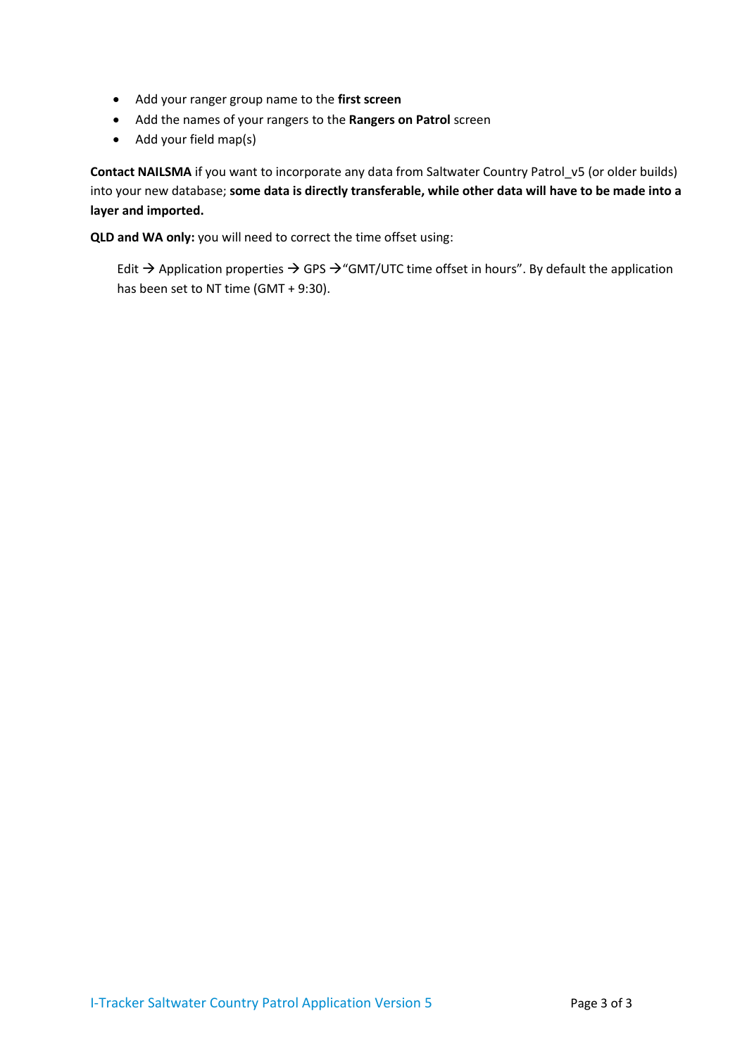- Add your ranger group name to the **first screen**
- Add the names of your rangers to the **Rangers on Patrol** screen
- Add your field map(s)

**Contact NAILSMA** if you want to incorporate any data from Saltwater Country Patrol_v5 (or older builds) into your new database; **some data is directly transferable, while other data will have to be made into a layer and imported.**

**QLD and WA only:** you will need to correct the time offset using:

> Edit → Application properties → GPS →“GMT/UTC time offset in hours”. By default the application has been set to NT time (GMT + 9:30).